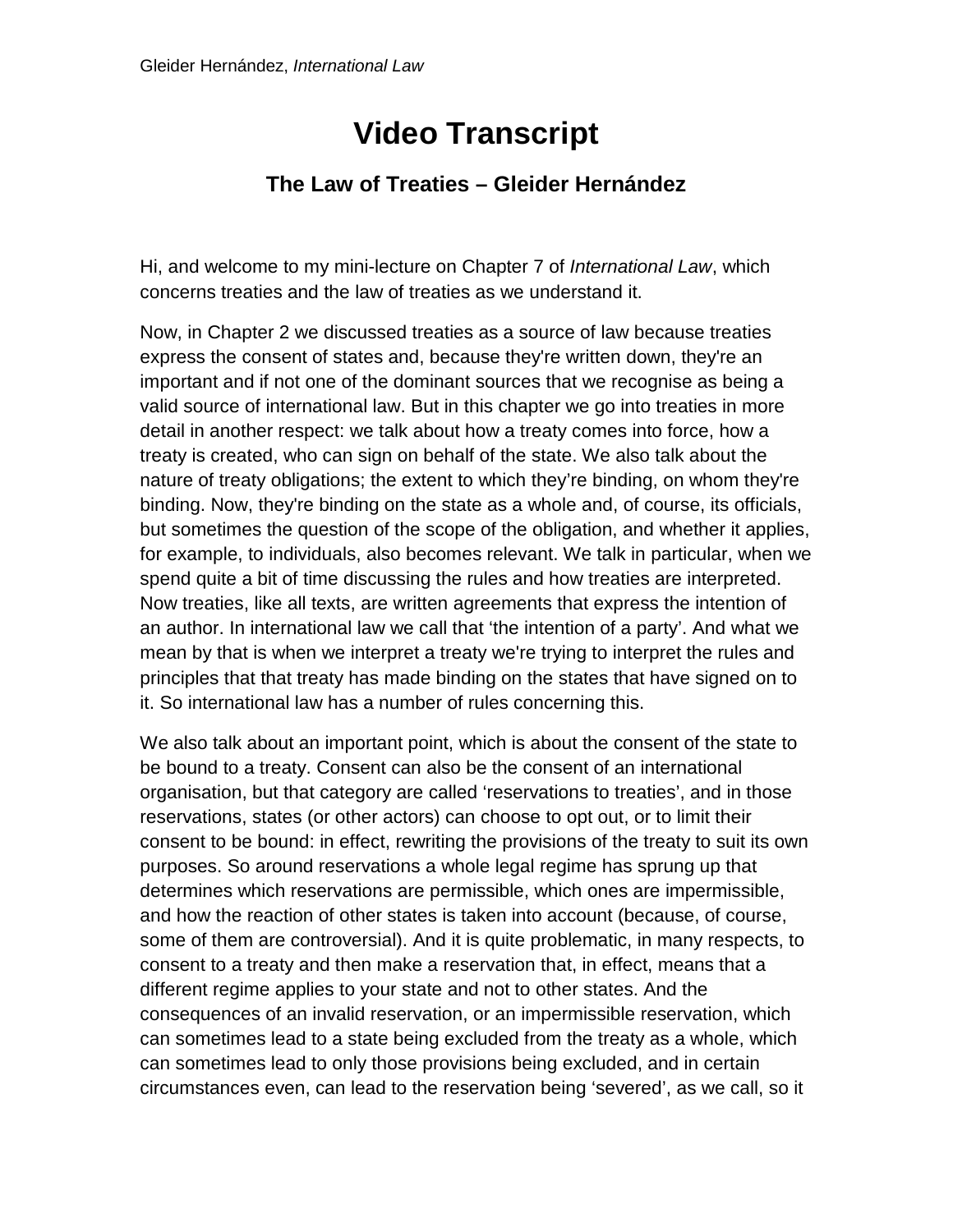# Video Transcript

## The Law of Treaties – Gleider Hernández

Hi, and welcome to my mini-lecture on Chapter 7 of *International Law*, which concerns treaties and the law of treaties as we understand it.

Now, in Chapter 2 we discussed treaties as a source of law because treaties express the consent of states and, because they're written down, they're an important and if not one of the dominant sources that we recognise as being a valid source of international law. But in this chapter we go into treaties in more detail in another respect: we talk about how a treaty comes into force, how a treaty is created, who can sign on behalf of the state. We also talk about the nature of treaty obligations; the extent to which they're binding, on whom they're binding. Now, they're binding on the state as a whole and, of course, its officials, but sometimes the question of the scope of the obligation, and whether it applies, for example, to individuals, also becomes relevant. We talk in particular, when we spend quite a bit of time discussing the rules and how treaties are interpreted. Now treaties, like all texts, are written agreements that express the intention of an author. In international law we call that 'the intention of a party'. And what we mean by that is when we interpret a treaty we're trying to interpret the rules and principles that that treaty has made binding on the states that have signed on to it. So international law has a number of rules concerning this.

We also talk about an important point, which is about the consent of the state to be bound to a treaty. Consent can also be the consent of an international organisation, but that category are called 'reservations to treaties', and in those reservations, states (or other actors) can choose to opt out, or to limit their consent to be bound: in effect, rewriting the provisions of the treaty to suit its own purposes. So around reservations a whole legal regime has sprung up that determines which reservations are permissible, which ones are impermissible, and how the reaction of other states is taken into account (because, of course, some of them are controversial). And it is quite problematic, in many respects, to consent to a treaty and then make a reservation that, in effect, means that a different regime applies to your state and not to other states. And the consequences of an invalid reservation, or an impermissible reservation, which can sometimes lead to a state being excluded from the treaty as a whole, which can sometimes lead to only those provisions being excluded, and in certain circumstances even, can lead to the reservation being 'severed', as we call, so it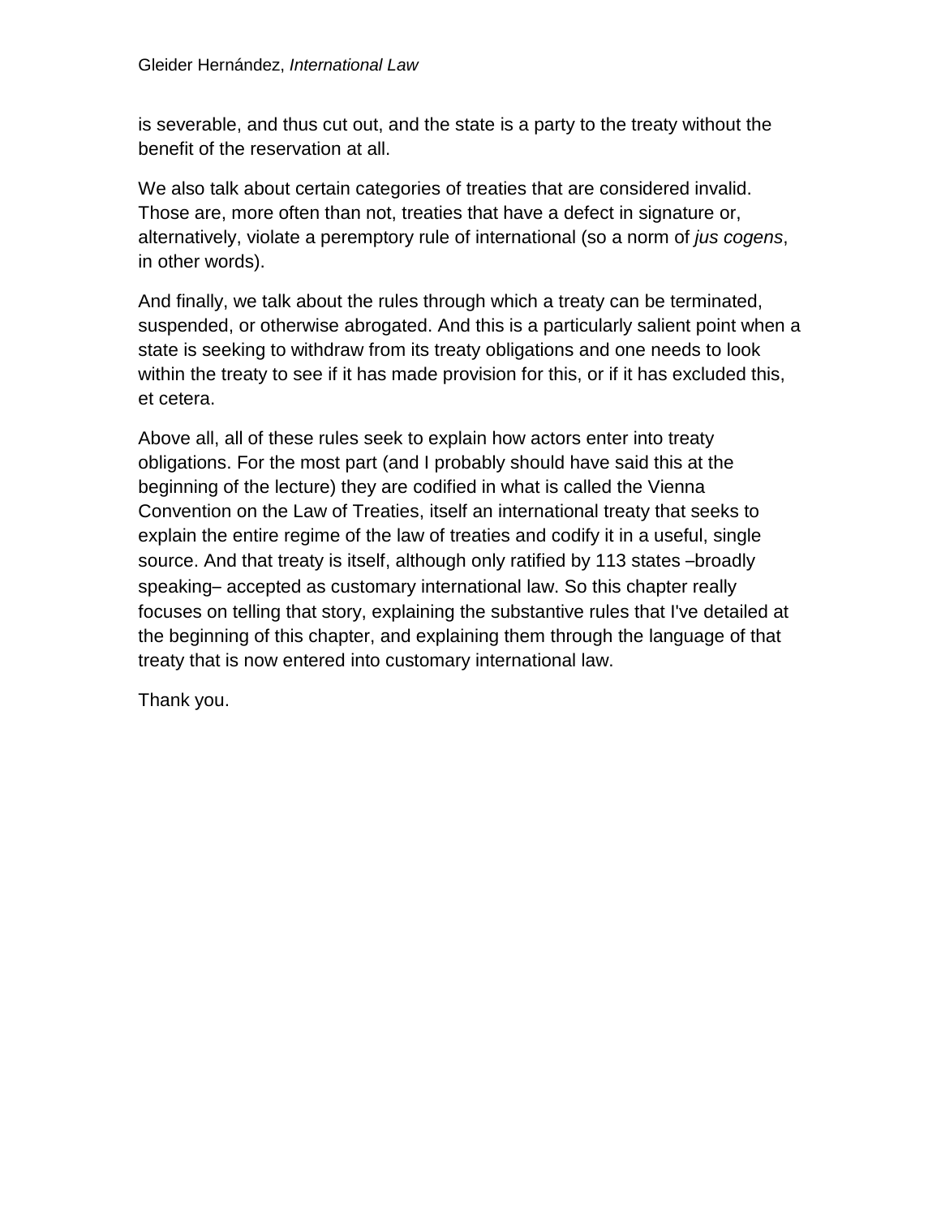is severable, and thus cut out, and the state is a party to the treaty without the benefit of the reservation at all.

We also talk about certain categories of treaties that are considered invalid. Those are, more often than not, treaties that have a defect in signature or, alternatively, violate a peremptory rule of international (so a norm of *jus cogens*, in other words).

And finally, we talk about the rules through which a treaty can be terminated, suspended, or otherwise abrogated. And this is a particularly salient point when a state is seeking to withdraw from its treaty obligations and one needs to look within the treaty to see if it has made provision for this, or if it has excluded this, et cetera.

Above all, all of these rules seek to explain how actors enter into treaty obligations. For the most part (and I probably should have said this at the beginning of the lecture) they are codified in what is called the Vienna Convention on the Law of Treaties, itself an international treaty that seeks to explain the entire regime of the law of treaties and codify it in a useful, single source. And that treaty is itself, although only ratified by 113 states –broadly speaking– accepted as customary international law. So this chapter really focuses on telling that story, explaining the substantive rules that I've detailed at the beginning of this chapter, and explaining them through the language of that treaty that is now entered into customary international law.

Thank you.